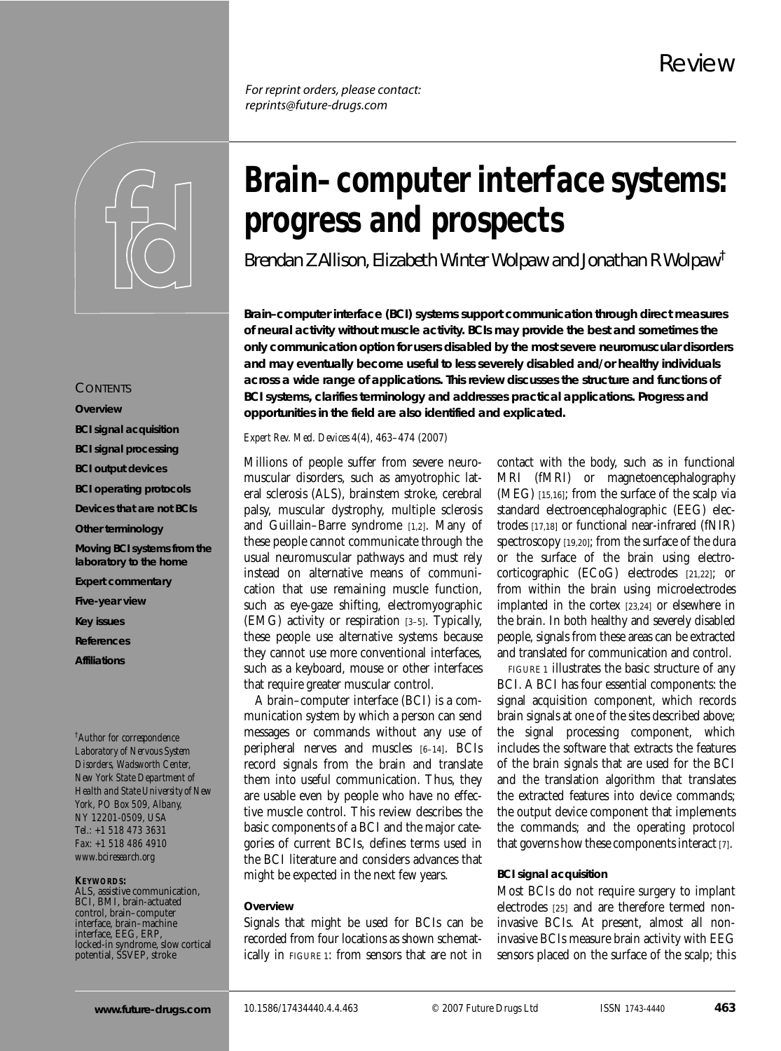Review

*For reprint orders, please contact: reprints@future-drugs.com*

# Brain–computer interface systems: progress and prospects

Brendan Z Allison, Elizabeth Winter Wolpaw and Jonathan R Wolpaw[†]

**Brain–computer interface (BCI) systems support communication through direct measures of neural activity without muscle activity. BCIs may provide the best and sometimes the only communication option for users disabled by the most severe neuromuscular disorders and may eventually become useful to less severely disabled and/or healthy individuals across a wide range of applications. This review discusses the structure and functions of BCI systems, clarifies terminology and addresses practical applications. Progress and opportunities in the field are also identified and explicated.**

*Expert Rev. Med. Devices* 4(4), 463–474 (2007)

CONTENTS

- Overview
- BCI signal acquisition
- BCI signal processing
- BCI output devices
- BCI operating protocols
- Devices that are not BCIs
- Other terminology
- Moving BCI systems from the laboratory to the home
- Expert commentary
- Five-year view
- Key issues
- References
- Affiliations

[†]*Author for correspondence*
*Laboratory of Nervous System Disorders, Wadsworth Center, New York State Department of Health and State University of New York, PO Box 509, Albany, NY 12201-0509, USA*
*Tel.: +1 518 473 3631*
*Fax: +1 518 486 4910*
*www.bciresearch.org*

**KEYWORDS:**
ALS, assistive communication, BCI, BMI, brain-actuated control, brain–computer interface, brain–machine interface, EEG, ERP, locked-in syndrome, slow cortical potential, SSVEP, stroke

Millions of people suffer from severe neuromuscular disorders, such as amyotrophic lateral sclerosis (ALS), brainstem stroke, cerebral palsy, muscular dystrophy, multiple sclerosis and Guillain–Barre syndrome [1,2]. Many of these people cannot communicate through the usual neuromuscular pathways and must rely instead on alternative means of communication that use remaining muscle function, such as eye-gaze shifting, electromyographic (EMG) activity or respiration [3–5]. Typically, these people use alternative systems because they cannot use more conventional interfaces, such as a keyboard, mouse or other interfaces that require greater muscular control.

A brain–computer interface (BCI) is a communication system by which a person can send messages or commands without any use of peripheral nerves and muscles [6–14]. BCIs record signals from the brain and translate them into useful communication. Thus, they are usable even by people who have no effective muscle control. This review describes the basic components of a BCI and the major categories of current BCIs, defines terms used in the BCI literature and considers advances that might be expected in the next few years.

## Overview

Signals that might be used for BCIs can be recorded from four locations as shown schematically in FIGURE 1: from sensors that are not in contact with the body, such as in functional MRI (fMRI) or magnetoencephalography (MEG) [15,16]; from the surface of the scalp via standard electroencephalographic (EEG) electrodes [17,18] or functional near-infrared (fNIR) spectroscopy [19,20]; from the surface of the dura or the surface of the brain using electrocorticographic (ECoG) electrodes [21,22]; or from within the brain using microelectrodes implanted in the cortex [23,24] or elsewhere in the brain. In both healthy and severely disabled people, signals from these areas can be extracted and translated for communication and control.

FIGURE 1 illustrates the basic structure of any BCI. A BCI has four essential components: the signal acquisition component, which records brain signals at one of the sites described above; the signal processing component, which includes the software that extracts the features of the brain signals that are used for the BCI and the translation algorithm that translates the extracted features into device commands; the output device component that implements the commands; and the operating protocol that governs how these components interact [7].

## BCI signal acquisition

Most BCIs do not require surgery to implant electrodes [25] and are therefore termed noninvasive BCIs. At present, almost all noninvasive BCIs measure brain activity with EEG sensors placed on the surface of the scalp; this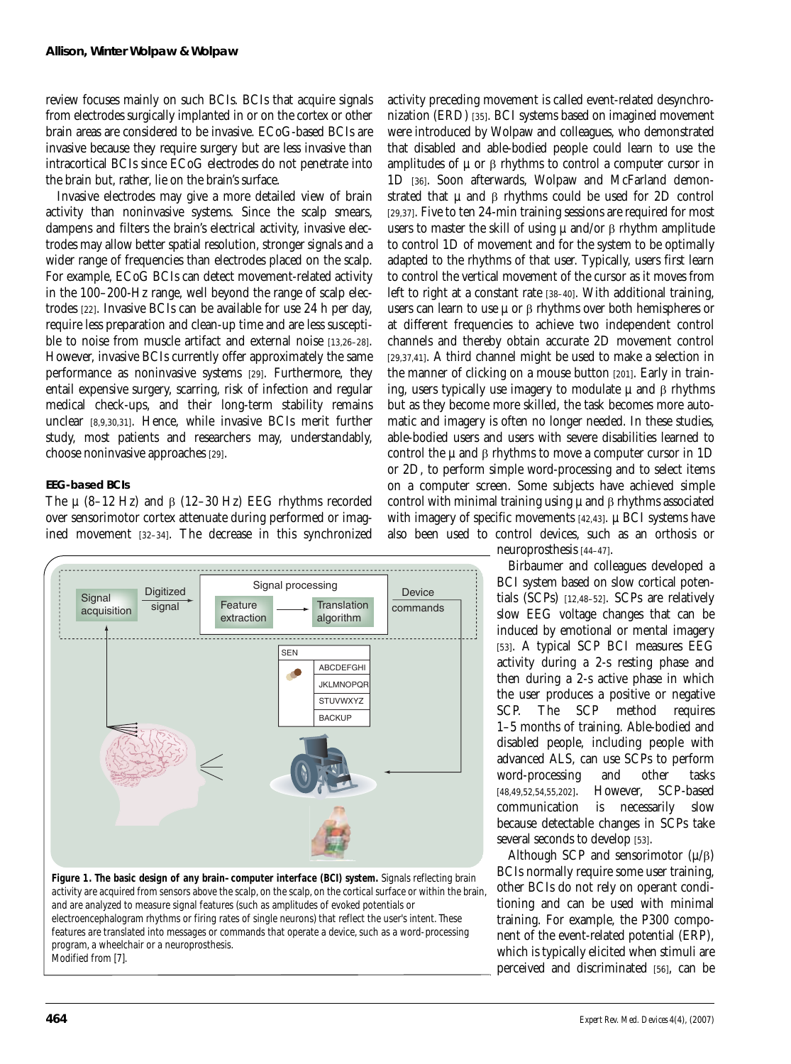review focuses mainly on such BCIs. BCIs that acquire signals from electrodes surgically implanted in or on the cortex or other brain areas are considered to be invasive. ECoG-based BCIs are invasive because they require surgery but are less invasive than intracortical BCIs since ECoG electrodes do not penetrate into the brain but, rather, lie on the brain's surface.

Invasive electrodes may give a more detailed view of brain activity than noninvasive systems. Since the scalp smears, dampens and filters the brain's electrical activity, invasive electrodes may allow better spatial resolution, stronger signals and a wider range of frequencies than electrodes placed on the scalp. For example, ECoG BCIs can detect movement-related activity in the 100–200-Hz range, well beyond the range of scalp electrodes [22]. Invasive BCIs can be available for use 24 h per day, require less preparation and clean-up time and are less susceptible to noise from muscle artifact and external noise [13,26–28]. However, invasive BCIs currently offer approximately the same performance as noninvasive systems [29]. Furthermore, they entail expensive surgery, scarring, risk of infection and regular medical check-ups, and their long-term stability remains unclear [8,9,30,31]. Hence, while invasive BCIs merit further study, most patients and researchers may, understandably, choose noninvasive approaches [29].

### EEG-based BCIs

The μ (8–12 Hz) and β (12–30 Hz) EEG rhythms recorded over sensorimotor cortex attenuate during performed or imagined movement [32–34]. The decrease in this synchronized activity preceding movement is called event-related desynchronization (ERD) [35]. BCI systems based on imagined movement were introduced by Wolpaw and colleagues, who demonstrated that disabled and able-bodied people could learn to use the amplitudes of μ or β rhythms to control a computer cursor in 1D [36]. Soon afterwards, Wolpaw and McFarland demonstrated that μ and β rhythms could be used for 2D control [29,37]. Five to ten 24-min training sessions are required for most users to master the skill of using μ and/or β rhythm amplitude to control 1D of movement and for the system to be optimally adapted to the rhythms of that user. Typically, users first learn to control the vertical movement of the cursor as it moves from left to right at a constant rate [38–40]. With additional training, users can learn to use μ or β rhythms over both hemispheres or at different frequencies to achieve two independent control channels and thereby obtain accurate 2D movement control [29,37,41]. A third channel might be used to make a selection in the manner of clicking on a mouse button [201]. Early in training, users typically use imagery to modulate μ and β rhythms but as they become more skilled, the task becomes more automatic and imagery is often no longer needed. In these studies, able-bodied users and users with severe disabilities learned to control the μ and β rhythms to move a computer cursor in 1D or 2D, to perform simple word-processing and to select items on a computer screen. Some subjects have achieved simple control with minimal training using μ and β rhythms associated with imagery of specific movements [42,43]. μ BCI systems have also been used to control devices, such as an orthosis or neuroprosthesis [44–47].

Birbaumer and colleagues developed a BCI system based on slow cortical potentials (SCPs) [12,48–52]. SCPs are relatively slow EEG voltage changes that can be induced by emotional or mental imagery [53]. A typical SCP BCI measures EEG activity during a 2-s resting phase and then during a 2-s active phase in which the user produces a positive or negative SCP. The SCP method requires 1–5 months of training. Able-bodied and disabled people, including people with advanced ALS, can use SCPs to perform word-processing and other tasks [48,49,52,54,55,202]. However, SCP-based communication is necessarily slow because detectable changes in SCPs take several seconds to develop [53].

Although SCP and sensorimotor (μ/β) BCIs normally require some user training, other BCIs do not rely on operant conditioning and can be used with minimal training. For example, the P300 component of the event-related potential (ERP), which is typically elicited when stimuli are perceived and discriminated [56], can be

**Figure 1. The basic design of any brain–computer interface (BCI) system.** Signals reflecting brain activity are acquired from sensors above the scalp, on the scalp, on the cortical surface or within the brain, and are analyzed to measure signal features (such as amplitudes of evoked potentials or electroencephalogram rhythms or firing rates of single neurons) that reflect the user's intent. These features are translated into messages or commands that operate a device, such as a word-processing program, a wheelchair or a neuroprosthesis.
Modified from [7].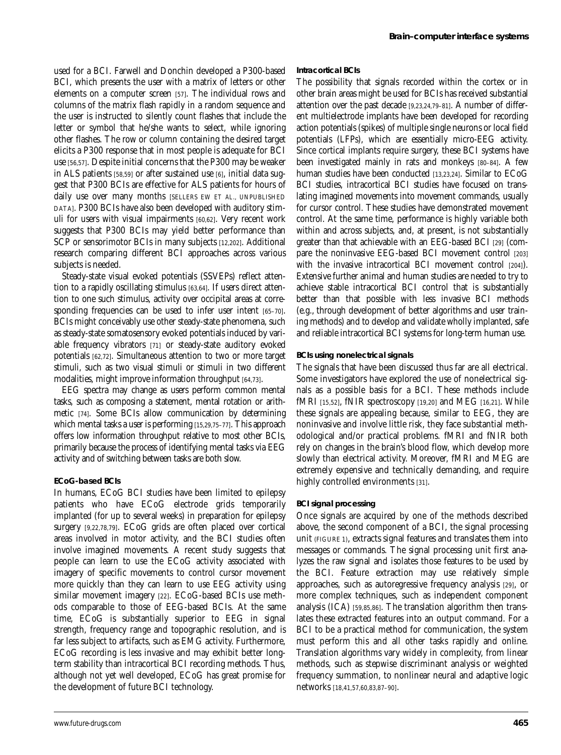used for a BCI. Farwell and Donchin developed a P300-based BCI, which presents the user with a matrix of letters or other elements on a computer screen [57]. The individual rows and columns of the matrix flash rapidly in a random sequence and the user is instructed to silently count flashes that include the letter or symbol that he/she wants to select, while ignoring other flashes. The row or column containing the desired target elicits a P300 response that in most people is adequate for BCI use [56,57]. Despite initial concerns that the P300 may be weaker in ALS patients [58,59] or after sustained use [6], initial data suggest that P300 BCIs are effective for ALS patients for hours of daily use over many months [SELLERS EW ET AL., UNPUBLISHED DATA]. P300 BCIs have also been developed with auditory stimuli for users with visual impairments [60,62]. Very recent work suggests that P300 BCIs may yield better performance than SCP or sensorimotor BCIs in many subjects [12,202]. Additional research comparing different BCI approaches across various subjects is needed.

Steady-state visual evoked potentials (SSVEPs) reflect attention to a rapidly oscillating stimulus [63,64]. If users direct attention to one such stimulus, activity over occipital areas at corresponding frequencies can be used to infer user intent [65–70]. BCIs might conceivably use other steady-state phenomena, such as steady-state somatosensory evoked potentials induced by variable frequency vibrators [71] or steady-state auditory evoked potentials [62,72]. Simultaneous attention to two or more target stimuli, such as two visual stimuli or stimuli in two different modalities, might improve information throughput [64,73].

EEG spectra may change as users perform common mental tasks, such as composing a statement, mental rotation or arithmetic [74]. Some BCIs allow communication by determining which mental tasks a user is performing [15,29,75–77]. This approach offers low information throughput relative to most other BCIs, primarily because the process of identifying mental tasks via EEG activity and of switching between tasks are both slow.

### ECoG-based BCIs

In humans, ECoG BCI studies have been limited to epilepsy patients who have ECoG electrode grids temporarily implanted (for up to several weeks) in preparation for epilepsy surgery [9,22,78,79]. ECoG grids are often placed over cortical areas involved in motor activity, and the BCI studies often involve imagined movements. A recent study suggests that people can learn to use the ECoG activity associated with imagery of specific movements to control cursor movement more quickly than they can learn to use EEG activity using similar movement imagery [22]. ECoG-based BCIs use methods comparable to those of EEG-based BCIs. At the same time, ECoG is substantially superior to EEG in signal strength, frequency range and topographic resolution, and is far less subject to artifacts, such as EMG activity. Furthermore, ECoG recording is less invasive and may exhibit better long-term stability than intracortical BCI recording methods. Thus, although not yet well developed, ECoG has great promise for the development of future BCI technology.

### Intracortical BCIs

The possibility that signals recorded within the cortex or in other brain areas might be used for BCIs has received substantial attention over the past decade [9,23,24,79–81]. A number of different multielectrode implants have been developed for recording action potentials (spikes) of multiple single neurons or local field potentials (LFPs), which are essentially micro-EEG activity. Since cortical implants require surgery, these BCI systems have been investigated mainly in rats and monkeys [80–84]. A few human studies have been conducted [13,23,24]. Similar to ECoG BCI studies, intracortical BCI studies have focused on translating imagined movements into movement commands, usually for cursor control. These studies have demonstrated movement control. At the same time, performance is highly variable both within and across subjects, and, at present, is not substantially greater than that achievable with an EEG-based BCI [29] (compare the noninvasive EEG-based BCI movement control [203] with the invasive intracortical BCI movement control [204]). Extensive further animal and human studies are needed to try to achieve stable intracortical BCI control that is substantially better than that possible with less invasive BCI methods (e.g., through development of better algorithms and user training methods) and to develop and validate wholly implanted, safe and reliable intracortical BCI systems for long-term human use.

### BCIs using nonelectrical signals

The signals that have been discussed thus far are all electrical. Some investigators have explored the use of nonelectrical signals as a possible basis for a BCI. These methods include fMRI [15,52], fNIR spectroscopy [19,20] and MEG [16,21]. While these signals are appealing because, similar to EEG, they are noninvasive and involve little risk, they face substantial methodological and/or practical problems. fMRI and fNIR both rely on changes in the brain's blood flow, which develop more slowly than electrical activity. Moreover, fMRI and MEG are extremely expensive and technically demanding, and require highly controlled environments [31].

### BCI signal processing

Once signals are acquired by one of the methods described above, the second component of a BCI, the signal processing unit (FIGURE 1), extracts signal features and translates them into messages or commands. The signal processing unit first analyzes the raw signal and isolates those features to be used by the BCI. Feature extraction may use relatively simple approaches, such as autoregressive frequency analysis [29], or more complex techniques, such as independent component analysis (ICA) [59,85,86]. The translation algorithm then translates these extracted features into an output command. For a BCI to be a practical method for communication, the system must perform this and all other tasks rapidly and online. Translation algorithms vary widely in complexity, from linear methods, such as stepwise discriminant analysis or weighted frequency summation, to nonlinear neural and adaptive logic networks [18,41,57,60,83,87–90].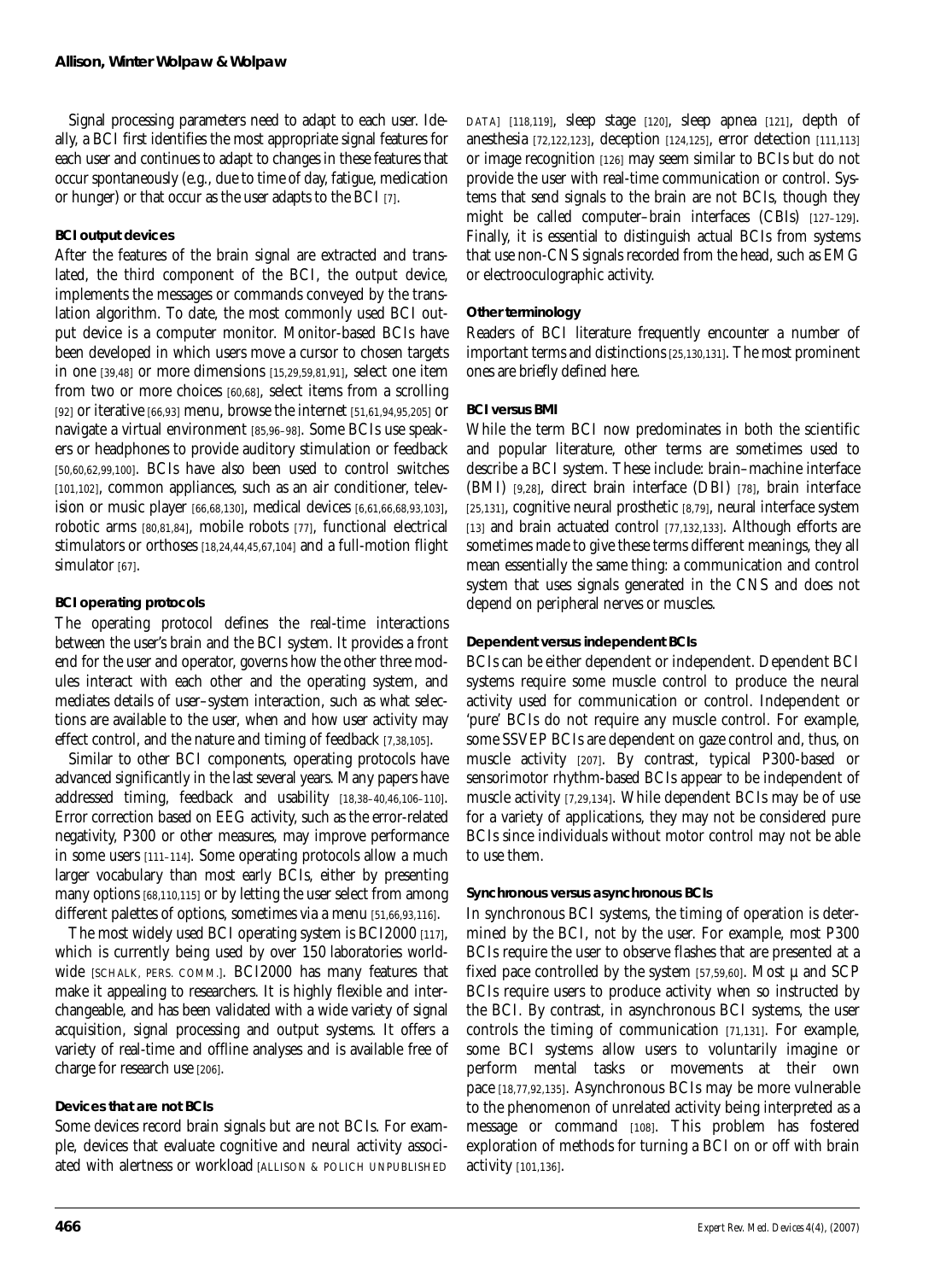Signal processing parameters need to adapt to each user. Ideally, a BCI first identifies the most appropriate signal features for each user and continues to adapt to changes in these features that occur spontaneously (e.g., due to time of day, fatigue, medication or hunger) or that occur as the user adapts to the BCI [7].

### BCI output devices

After the features of the brain signal are extracted and translated, the third component of the BCI, the output device, implements the messages or commands conveyed by the translation algorithm. To date, the most commonly used BCI output device is a computer monitor. Monitor-based BCIs have been developed in which users move a cursor to chosen targets in one [39,48] or more dimensions [15,29,59,81,91], select one item from two or more choices [60,68], select items from a scrolling [92] or iterative [66,93] menu, browse the internet [51,61,94,95,205] or navigate a virtual environment [85,96–98]. Some BCIs use speakers or headphones to provide auditory stimulation or feedback [50,60,62,99,100]. BCIs have also been used to control switches [101,102], common appliances, such as an air conditioner, television or music player [66,68,130], medical devices [6,61,66,68,93,103], robotic arms [80,81,84], mobile robots [77], functional electrical stimulators or orthoses [18,24,44,45,67,104] and a full-motion flight simulator [67].

### BCI operating protocols

The operating protocol defines the real-time interactions between the user's brain and the BCI system. It provides a front end for the user and operator, governs how the other three modules interact with each other and the operating system, and mediates details of user–system interaction, such as what selections are available to the user, when and how user activity may effect control, and the nature and timing of feedback [7,38,105].

Similar to other BCI components, operating protocols have advanced significantly in the last several years. Many papers have addressed timing, feedback and usability [18,38–40,46,106–110]. Error correction based on EEG activity, such as the error-related negativity, P300 or other measures, may improve performance in some users [111–114]. Some operating protocols allow a much larger vocabulary than most early BCIs, either by presenting many options [68,110,115] or by letting the user select from among different palettes of options, sometimes via a menu [51,66,93,116].

The most widely used BCI operating system is BCI2000 [117], which is currently being used by over 150 laboratories worldwide [SCHALK, PERS. COMM.]. BCI2000 has many features that make it appealing to researchers. It is highly flexible and interchangeable, and has been validated with a wide variety of signal acquisition, signal processing and output systems. It offers a variety of real-time and offline analyses and is available free of charge for research use [206].

### Devices that are not BCIs

Some devices record brain signals but are not BCIs. For example, devices that evaluate cognitive and neural activity associated with alertness or workload [ALLISON & POLICH UNPUBLISHED DATA] [118,119], sleep stage [120], sleep apnea [121], depth of anesthesia [72,122,123], deception [124,125], error detection [111,113] or image recognition [126] may seem similar to BCIs but do not provide the user with real-time communication or control. Systems that send signals to the brain are not BCIs, though they might be called computer–brain interfaces (CBIs) [127–129]. Finally, it is essential to distinguish actual BCIs from systems that use non-CNS signals recorded from the head, such as EMG or electrooculographic activity.

### Other terminology

Readers of BCI literature frequently encounter a number of important terms and distinctions [25,130,131]. The most prominent ones are briefly defined here.

### BCI versus BMI

While the term BCI now predominates in both the scientific and popular literature, other terms are sometimes used to describe a BCI system. These include: brain–machine interface (BMI) [9,28], direct brain interface (DBI) [78], brain interface [25,131], cognitive neural prosthetic [8,79], neural interface system [13] and brain actuated control [77,132,133]. Although efforts are sometimes made to give these terms different meanings, they all mean essentially the same thing: a communication and control system that uses signals generated in the CNS and does not depend on peripheral nerves or muscles.

### Dependent versus independent BCIs

BCIs can be either dependent or independent. Dependent BCI systems require some muscle control to produce the neural activity used for communication or control. Independent or 'pure' BCIs do not require any muscle control. For example, some SSVEP BCIs are dependent on gaze control and, thus, on muscle activity [207]. By contrast, typical P300-based or sensorimotor rhythm-based BCIs appear to be independent of muscle activity [7,29,134]. While dependent BCIs may be of use for a variety of applications, they may not be considered pure BCIs since individuals without motor control may not be able to use them.

### Synchronous versus asynchronous BCIs

In synchronous BCI systems, the timing of operation is determined by the BCI, not by the user. For example, most P300 BCIs require the user to observe flashes that are presented at a fixed pace controlled by the system [57,59,60]. Most μ and SCP BCIs require users to produce activity when so instructed by the BCI. By contrast, in asynchronous BCI systems, the user controls the timing of communication [71,131]. For example, some BCI systems allow users to voluntarily imagine or perform mental tasks or movements at their own pace [18,77,92,135]. Asynchronous BCIs may be more vulnerable to the phenomenon of unrelated activity being interpreted as a message or command [108]. This problem has fostered exploration of methods for turning a BCI on or off with brain activity [101,136].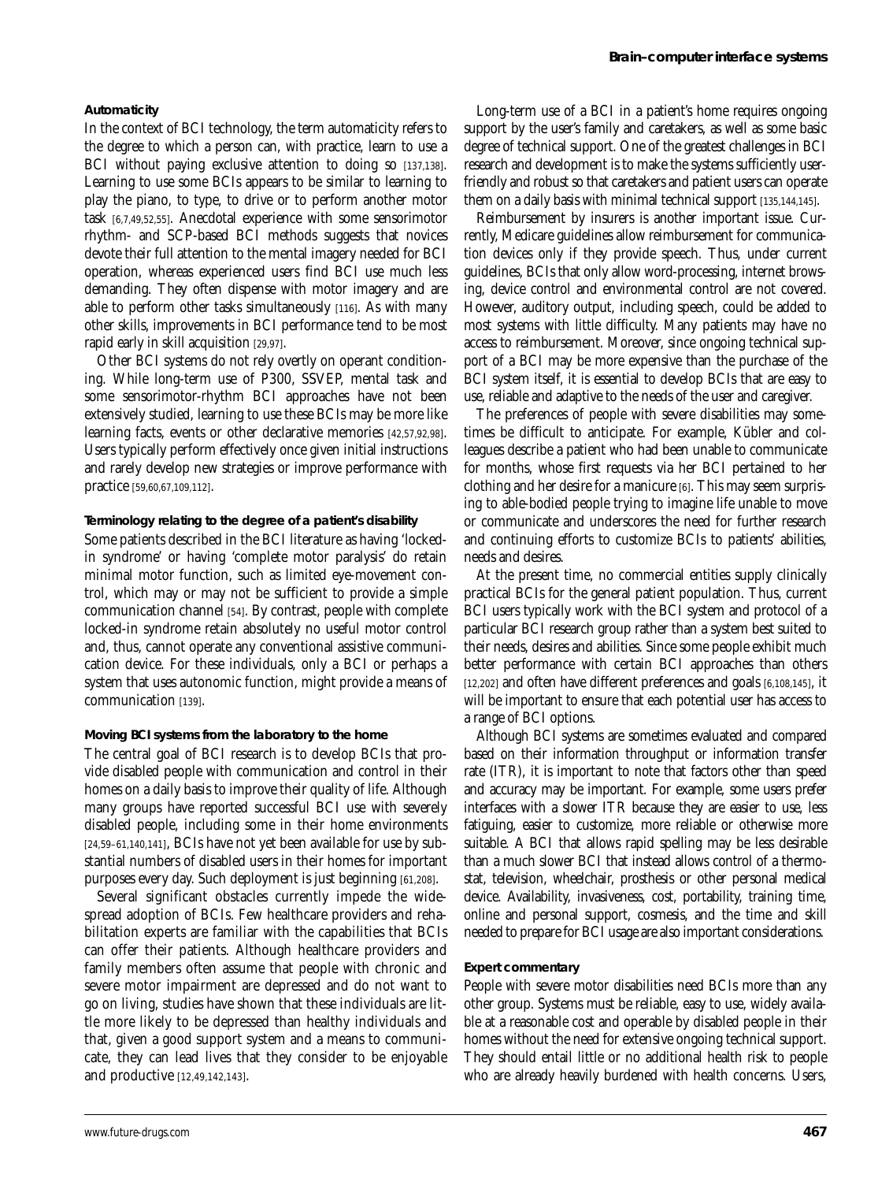### Automaticity

In the context of BCI technology, the term automaticity refers to the degree to which a person can, with practice, learn to use a BCI without paying exclusive attention to doing so [137,138]. Learning to use some BCIs appears to be similar to learning to play the piano, to type, to drive or to perform another motor task [6,7,49,52,55]. Anecdotal experience with some sensorimotor rhythm- and SCP-based BCI methods suggests that novices devote their full attention to the mental imagery needed for BCI operation, whereas experienced users find BCI use much less demanding. They often dispense with motor imagery and are able to perform other tasks simultaneously [116]. As with many other skills, improvements in BCI performance tend to be most rapid early in skill acquisition [29,97].

Other BCI systems do not rely overtly on operant conditioning. While long-term use of P300, SSVEP, mental task and some sensorimotor-rhythm BCI approaches have not been extensively studied, learning to use these BCIs may be more like learning facts, events or other declarative memories [42,57,92,98]. Users typically perform effectively once given initial instructions and rarely develop new strategies or improve performance with practice [59,60,67,109,112].

### Terminology relating to the degree of a patient's disability

Some patients described in the BCI literature as having 'locked-in syndrome' or having 'complete motor paralysis' do retain minimal motor function, such as limited eye-movement control, which may or may not be sufficient to provide a simple communication channel [54]. By contrast, people with complete locked-in syndrome retain absolutely no useful motor control and, thus, cannot operate any conventional assistive communication device. For these individuals, only a BCI or perhaps a system that uses autonomic function, might provide a means of communication [139].

### Moving BCI systems from the laboratory to the home

The central goal of BCI research is to develop BCIs that provide disabled people with communication and control in their homes on a daily basis to improve their quality of life. Although many groups have reported successful BCI use with severely disabled people, including some in their home environments [24,59–61,140,141], BCIs have not yet been available for use by substantial numbers of disabled users in their homes for important purposes every day. Such deployment is just beginning [61,208].

Several significant obstacles currently impede the widespread adoption of BCIs. Few healthcare providers and rehabilitation experts are familiar with the capabilities that BCIs can offer their patients. Although healthcare providers and family members often assume that people with chronic and severe motor impairment are depressed and do not want to go on living, studies have shown that these individuals are little more likely to be depressed than healthy individuals and that, given a good support system and a means to communicate, they can lead lives that they consider to be enjoyable and productive [12,49,142,143].

Long-term use of a BCI in a patient's home requires ongoing support by the user's family and caretakers, as well as some basic degree of technical support. One of the greatest challenges in BCI research and development is to make the systems sufficiently user-friendly and robust so that caretakers and patient users can operate them on a daily basis with minimal technical support [135,144,145].

Reimbursement by insurers is another important issue. Currently, Medicare guidelines allow reimbursement for communication devices only if they provide speech. Thus, under current guidelines, BCIs that only allow word-processing, internet browsing, device control and environmental control are not covered. However, auditory output, including speech, could be added to most systems with little difficulty. Many patients may have no access to reimbursement. Moreover, since ongoing technical support of a BCI may be more expensive than the purchase of the BCI system itself, it is essential to develop BCIs that are easy to use, reliable and adaptive to the needs of the user and caregiver.

The preferences of people with severe disabilities may sometimes be difficult to anticipate. For example, Kübler and colleagues describe a patient who had been unable to communicate for months, whose first requests via her BCI pertained to her clothing and her desire for a manicure [6]. This may seem surprising to able-bodied people trying to imagine life unable to move or communicate and underscores the need for further research and continuing efforts to customize BCIs to patients' abilities, needs and desires.

At the present time, no commercial entities supply clinically practical BCIs for the general patient population. Thus, current BCI users typically work with the BCI system and protocol of a particular BCI research group rather than a system best suited to their needs, desires and abilities. Since some people exhibit much better performance with certain BCI approaches than others [12,202] and often have different preferences and goals [6,108,145], it will be important to ensure that each potential user has access to a range of BCI options.

Although BCI systems are sometimes evaluated and compared based on their information throughput or information transfer rate (ITR), it is important to note that factors other than speed and accuracy may be important. For example, some users prefer interfaces with a slower ITR because they are easier to use, less fatiguing, easier to customize, more reliable or otherwise more suitable. A BCI that allows rapid spelling may be less desirable than a much slower BCI that instead allows control of a thermostat, television, wheelchair, prosthesis or other personal medical device. Availability, invasiveness, cost, portability, training time, online and personal support, cosmesis, and the time and skill needed to prepare for BCI usage are also important considerations.

### Expert commentary

People with severe motor disabilities need BCIs more than any other group. Systems must be reliable, easy to use, widely available at a reasonable cost and operable by disabled people in their homes without the need for extensive ongoing technical support. They should entail little or no additional health risk to people who are already heavily burdened with health concerns. Users,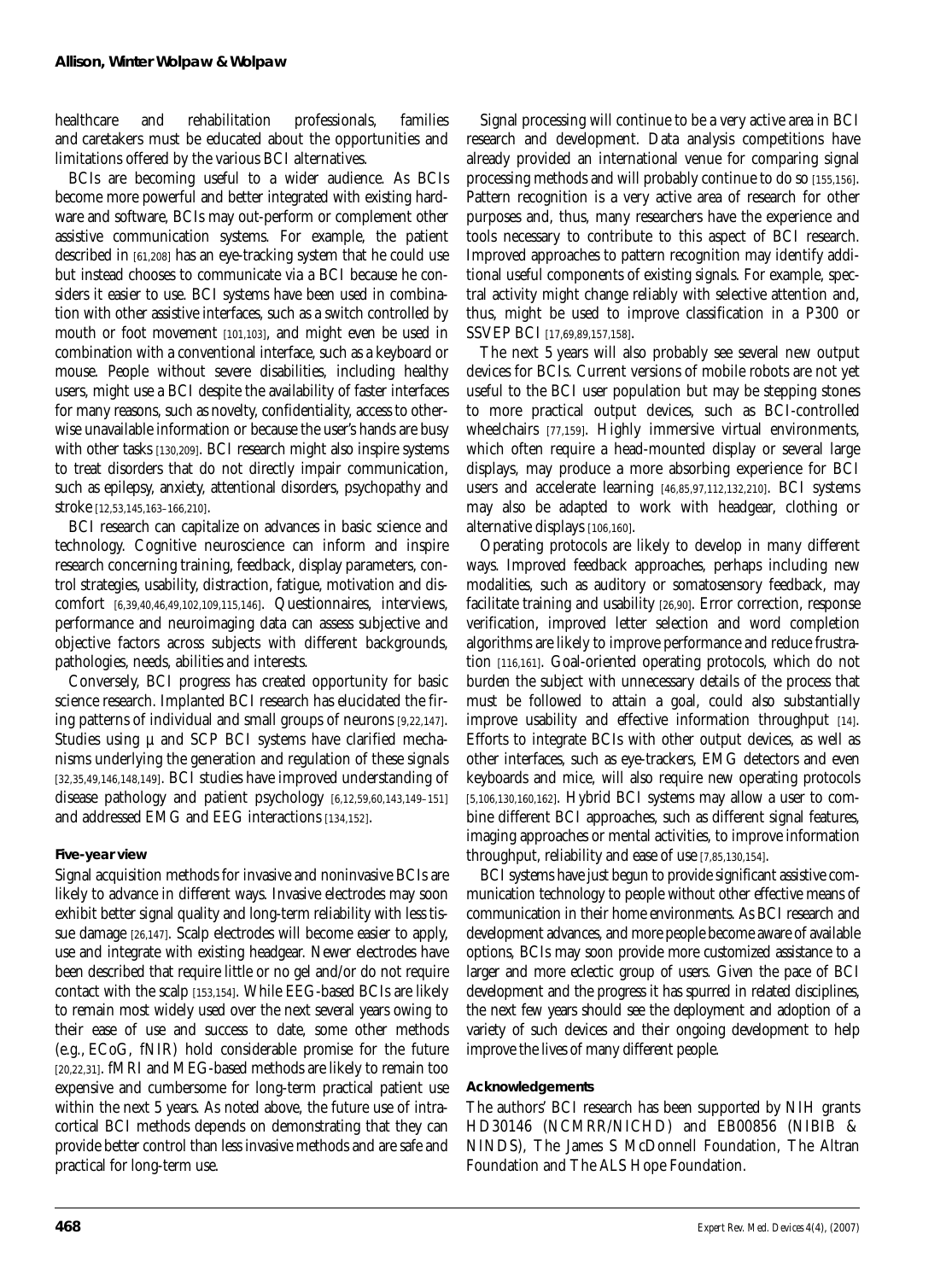healthcare and rehabilitation professionals, families and caretakers must be educated about the opportunities and limitations offered by the various BCI alternatives.

BCIs are becoming useful to a wider audience. As BCIs become more powerful and better integrated with existing hardware and software, BCIs may out-perform or complement other assistive communication systems. For example, the patient described in [61,208] has an eye-tracking system that he could use but instead chooses to communicate via a BCI because he considers it easier to use. BCI systems have been used in combination with other assistive interfaces, such as a switch controlled by mouth or foot movement [101,103], and might even be used in combination with a conventional interface, such as a keyboard or mouse. People without severe disabilities, including healthy users, might use a BCI despite the availability of faster interfaces for many reasons, such as novelty, confidentiality, access to otherwise unavailable information or because the user's hands are busy with other tasks [130,209]. BCI research might also inspire systems to treat disorders that do not directly impair communication, such as epilepsy, anxiety, attentional disorders, psychopathy and stroke [12,53,145,163–166,210].

BCI research can capitalize on advances in basic science and technology. Cognitive neuroscience can inform and inspire research concerning training, feedback, display parameters, control strategies, usability, distraction, fatigue, motivation and discomfort [6,39,40,46,49,102,109,115,146]. Questionnaires, interviews, performance and neuroimaging data can assess subjective and objective factors across subjects with different backgrounds, pathologies, needs, abilities and interests.

Conversely, BCI progress has created opportunity for basic science research. Implanted BCI research has elucidated the firing patterns of individual and small groups of neurons [9,22,147]. Studies using μ and SCP BCI systems have clarified mechanisms underlying the generation and regulation of these signals [32,35,49,146,148,149]. BCI studies have improved understanding of disease pathology and patient psychology [6,12,59,60,143,149–151] and addressed EMG and EEG interactions [134,152].

### Five-year view

Signal acquisition methods for invasive and noninvasive BCIs are likely to advance in different ways. Invasive electrodes may soon exhibit better signal quality and long-term reliability with less tissue damage [26,147]. Scalp electrodes will become easier to apply, use and integrate with existing headgear. Newer electrodes have been described that require little or no gel and/or do not require contact with the scalp [153,154]. While EEG-based BCIs are likely to remain most widely used over the next several years owing to their ease of use and success to date, some other methods (e.g., ECoG, fNIR) hold considerable promise for the future [20,22,31]. fMRI and MEG-based methods are likely to remain too expensive and cumbersome for long-term practical patient use within the next 5 years. As noted above, the future use of intracortical BCI methods depends on demonstrating that they can provide better control than less invasive methods and are safe and practical for long-term use.

Signal processing will continue to be a very active area in BCI research and development. Data analysis competitions have already provided an international venue for comparing signal processing methods and will probably continue to do so [155,156]. Pattern recognition is a very active area of research for other purposes and, thus, many researchers have the experience and tools necessary to contribute to this aspect of BCI research. Improved approaches to pattern recognition may identify additional useful components of existing signals. For example, spectral activity might change reliably with selective attention and, thus, might be used to improve classification in a P300 or SSVEP BCI [17,69,89,157,158].

The next 5 years will also probably see several new output devices for BCIs. Current versions of mobile robots are not yet useful to the BCI user population but may be stepping stones to more practical output devices, such as BCI-controlled wheelchairs [77,159]. Highly immersive virtual environments, which often require a head-mounted display or several large displays, may produce a more absorbing experience for BCI users and accelerate learning [46,85,97,112,132,210]. BCI systems may also be adapted to work with headgear, clothing or alternative displays [106,160].

Operating protocols are likely to develop in many different ways. Improved feedback approaches, perhaps including new modalities, such as auditory or somatosensory feedback, may facilitate training and usability [26,90]. Error correction, response verification, improved letter selection and word completion algorithms are likely to improve performance and reduce frustration [116,161]. Goal-oriented operating protocols, which do not burden the subject with unnecessary details of the process that must be followed to attain a goal, could also substantially improve usability and effective information throughput [14]. Efforts to integrate BCIs with other output devices, as well as other interfaces, such as eye-trackers, EMG detectors and even keyboards and mice, will also require new operating protocols [5,106,130,160,162]. Hybrid BCI systems may allow a user to combine different BCI approaches, such as different signal features, imaging approaches or mental activities, to improve information throughput, reliability and ease of use [7,85,130,154].

BCI systems have just begun to provide significant assistive communication technology to people without other effective means of communication in their home environments. As BCI research and development advances, and more people become aware of available options, BCIs may soon provide more customized assistance to a larger and more eclectic group of users. Given the pace of BCI development and the progress it has spurred in related disciplines, the next few years should see the deployment and adoption of a variety of such devices and their ongoing development to help improve the lives of many different people.

### Acknowledgements

The authors' BCI research has been supported by NIH grants HD30146 (NCMRR/NICHD) and EB00856 (NIBIB & NINDS), The James S McDonnell Foundation, The Altran Foundation and The ALS Hope Foundation.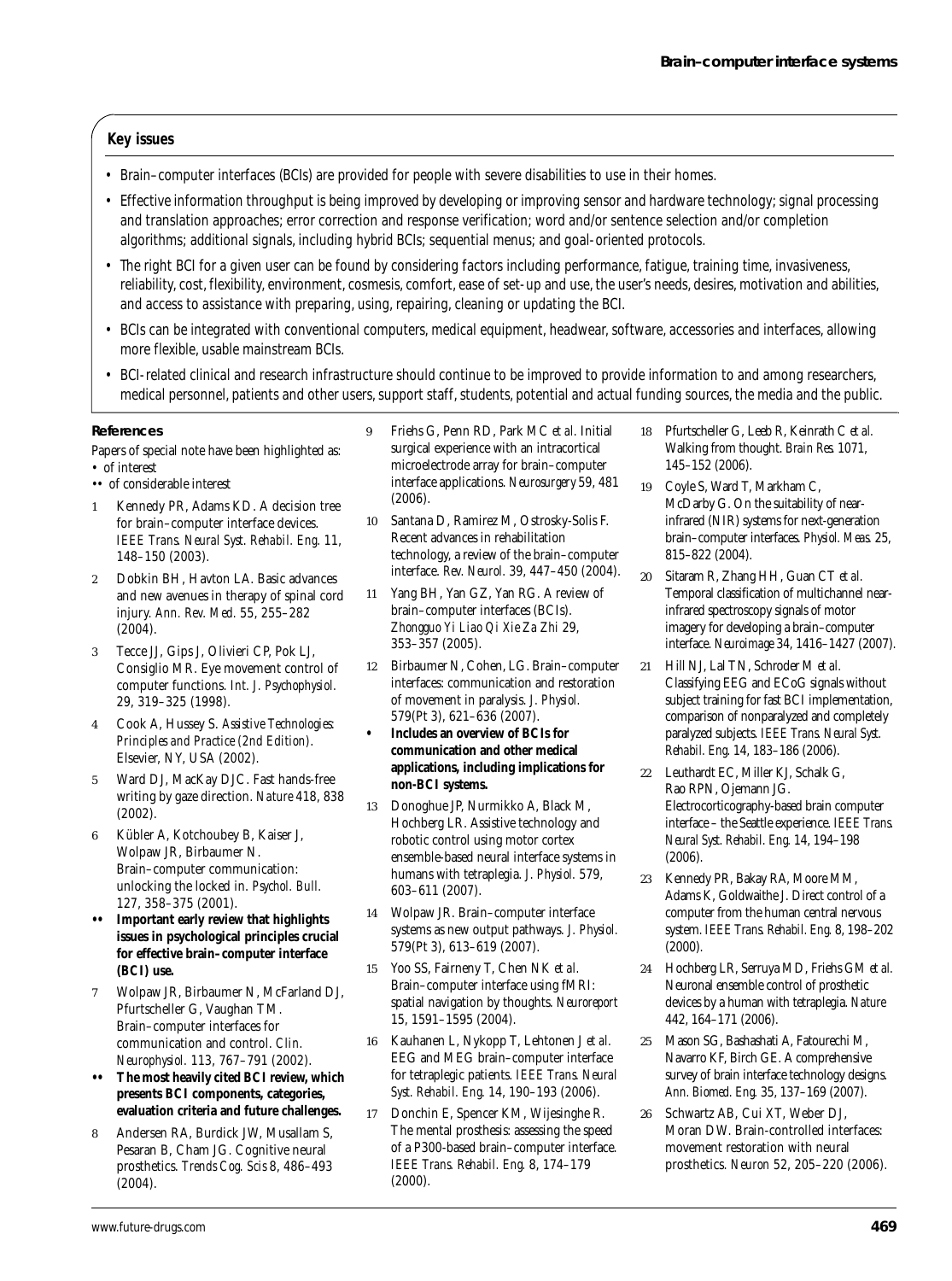## Key issues

- Brain–computer interfaces (BCIs) are provided for people with severe disabilities to use in their homes.
- Effective information throughput is being improved by developing or improving sensor and hardware technology; signal processing and translation approaches; error correction and response verification; word and/or sentence selection and/or completion algorithms; additional signals, including hybrid BCIs; sequential menus; and goal-oriented protocols.
- The right BCI for a given user can be found by considering factors including performance, fatigue, training time, invasiveness, reliability, cost, flexibility, environment, cosmesis, comfort, ease of set-up and use, the user's needs, desires, motivation and abilities, and access to assistance with preparing, using, repairing, cleaning or updating the BCI.
- BCIs can be integrated with conventional computers, medical equipment, headwear, software, accessories and interfaces, allowing more flexible, usable mainstream BCIs.
- BCI-related clinical and research infrastructure should continue to be improved to provide information to and among researchers, medical personnel, patients and other users, support staff, students, potential and actual funding sources, the media and the public.

## References

Papers of special note have been highlighted as:
- • of interest
- •• of considerable interest

1. Kennedy PR, Adams KD. A decision tree for brain–computer interface devices. *IEEE Trans. Neural Syst. Rehabil. Eng.* 11, 148–150 (2003).
2. Dobkin BH, Havton LA. Basic advances and new avenues in therapy of spinal cord injury. *Ann. Rev. Med.* 55, 255–282 (2004).
3. Tecce JJ, Gips J, Olivieri CP, Pok LJ, Consiglio MR. Eye movement control of computer functions. *Int. J. Psychophysiol.* 29, 319–325 (1998).
4. Cook A, Hussey S. *Assistive Technologies: Principles and Practice (2nd Edition)*. Elsevier, NY, USA (2002).
5. Ward DJ, MacKay DJC. Fast hands-free writing by gaze direction. *Nature* 418, 838 (2002).
6. Kübler A, Kotchoubey B, Kaiser J, Wolpaw JR, Birbaumer N. Brain–computer communication: unlocking the locked in. *Psychol. Bull.* 127, 358–375 (2001).
   - •• **Important early review that highlights issues in psychological principles crucial for effective brain–computer interface (BCI) use.**
7. Wolpaw JR, Birbaumer N, McFarland DJ, Pfurtscheller G, Vaughan TM. Brain–computer interfaces for communication and control. *Clin. Neurophysiol.* 113, 767–791 (2002).
   - •• **The most heavily cited BCI review, which presents BCI components, categories, evaluation criteria and future challenges.**
8. Andersen RA, Burdick JW, Musallam S, Pesaran B, Cham JG. Cognitive neural prosthetics. *Trends Cog. Scis* 8, 486–493 (2004).
9. Friehs G, Penn RD, Park MC *et al.* Initial surgical experience with an intracortical microelectrode array for brain–computer interface applications. *Neurosurgery* 59, 481 (2006).
10. Santana D, Ramirez M, Ostrosky-Solis F. Recent advances in rehabilitation technology, a review of the brain–computer interface. *Rev. Neurol.* 39, 447–450 (2004).
11. Yang BH, Yan GZ, Yan RG. A review of brain–computer interfaces (BCIs). *Zhongguo Yi Liao Qi Xie Za Zhi* 29, 353–357 (2005).
12. Birbaumer N, Cohen, LG. Brain–computer interfaces: communication and restoration of movement in paralysis. *J. Physiol.* 579(Pt 3), 621–636 (2007).
   - • **Includes an overview of BCIs for communication and other medical applications, including implications for non-BCI systems.**
13. Donoghue JP, Nurmikko A, Black M, Hochberg LR. Assistive technology and robotic control using motor cortex ensemble-based neural interface systems in humans with tetraplegia. *J. Physiol.* 579, 603–611 (2007).
14. Wolpaw JR. Brain–computer interface systems as new output pathways. *J. Physiol.* 579(Pt 3), 613–619 (2007).
15. Yoo SS, Fairneny T, Chen NK *et al.* Brain–computer interface using fMRI: spatial navigation by thoughts. *Neuroreport* 15, 1591–1595 (2004).
16. Kauhanen L, Nykopp T, Lehtonen J *et al.* EEG and MEG brain–computer interface for tetraplegic patients. *IEEE Trans. Neural Syst. Rehabil. Eng.* 14, 190–193 (2006).
17. Donchin E, Spencer KM, Wijesinghe R. The mental prosthesis: assessing the speed of a P300-based brain–computer interface. *IEEE Trans. Rehabil. Eng.* 8, 174–179 (2000).
18. Pfurtscheller G, Leeb R, Keinrath C *et al.* Walking from thought. *Brain Res.* 1071, 145–152 (2006).
19. Coyle S, Ward T, Markham C, McDarby G. On the suitability of near-infrared (NIR) systems for next-generation brain–computer interfaces. *Physiol. Meas.* 25, 815–822 (2004).
20. Sitaram R, Zhang HH, Guan CT *et al.* Temporal classification of multichannel near-infrared spectroscopy signals of motor imagery for developing a brain–computer interface. *Neuroimage* 34, 1416–1427 (2007).
21. Hill NJ, Lal TN, Schroder M *et al.* Classifying EEG and ECoG signals without subject training for fast BCI implementation, comparison of nonparalyzed and completely paralyzed subjects. *IEEE Trans. Neural Syst. Rehabil. Eng.* 14, 183–186 (2006).
22. Leuthardt EC, Miller KJ, Schalk G, Rao RPN, Ojemann JG. Electrocorticography-based brain computer interface – the Seattle experience. *IEEE Trans. Neural Syst. Rehabil. Eng.* 14, 194–198 (2006).
23. Kennedy PR, Bakay RA, Moore MM, Adams K, Goldwaithe J. Direct control of a computer from the human central nervous system. *IEEE Trans. Rehabil. Eng.* 8, 198–202 (2000).
24. Hochberg LR, Serruya MD, Friehs GM *et al.* Neuronal ensemble control of prosthetic devices by a human with tetraplegia. *Nature* 442, 164–171 (2006).
25. Mason SG, Bashashati A, Fatourechi M, Navarro KF, Birch GE. A comprehensive survey of brain interface technology designs. *Ann. Biomed. Eng.* 35, 137–169 (2007).
26. Schwartz AB, Cui XT, Weber DJ, Moran DW. Brain-controlled interfaces: movement restoration with neural prosthetics. *Neuron* 52, 205–220 (2006).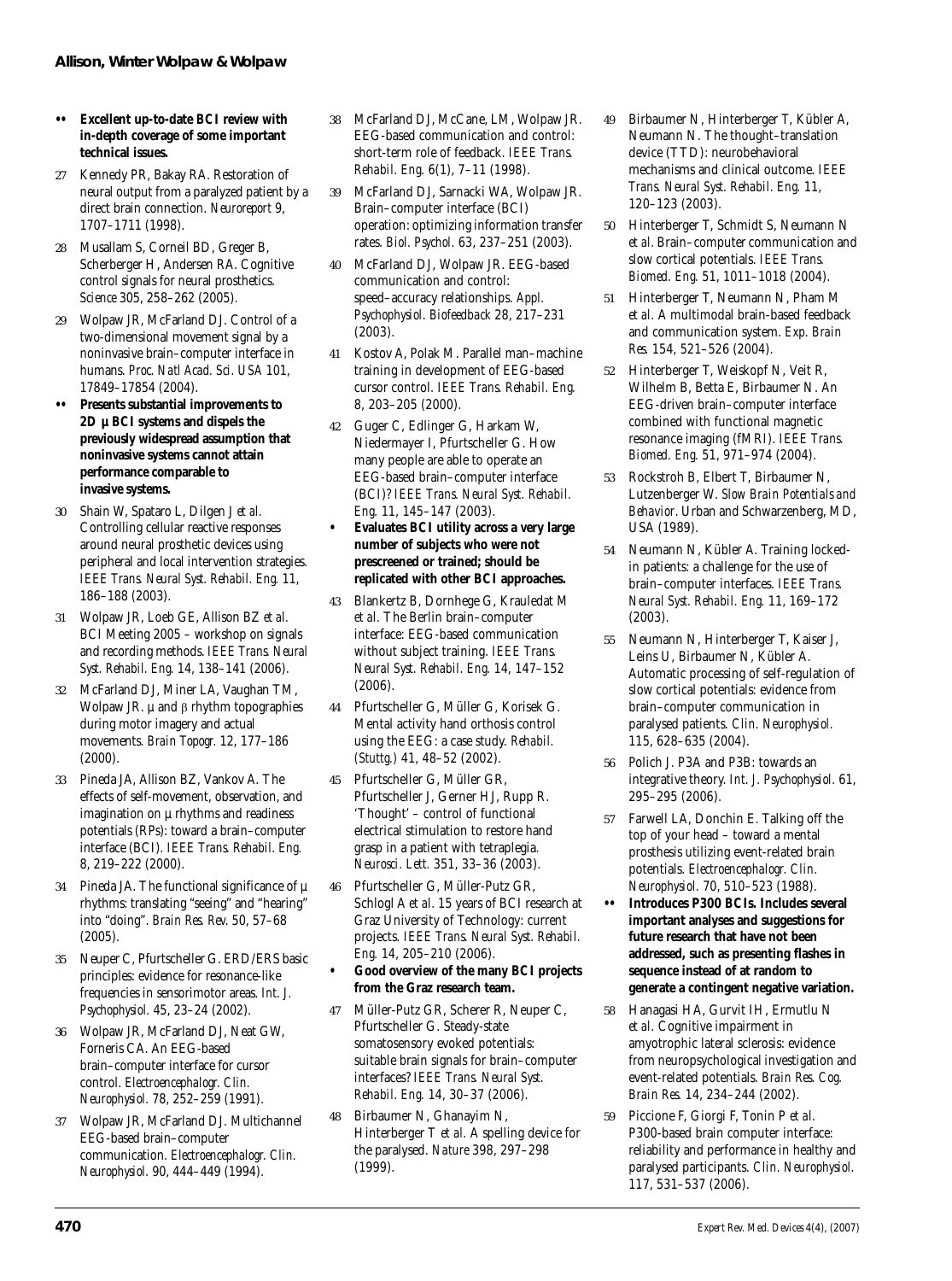- •• **Excellent up-to-date BCI review with in-depth coverage of some important technical issues.**

27 Kennedy PR, Bakay RA. Restoration of neural output from a paralyzed patient by a direct brain connection. *Neuroreport* 9, 1707–1711 (1998).

28 Musallam S, Corneil BD, Greger B, Scherberger H, Andersen RA. Cognitive control signals for neural prosthetics. *Science* 305, 258–262 (2005).

29 Wolpaw JR, McFarland DJ. Control of a two-dimensional movement signal by a noninvasive brain–computer interface in humans. *Proc. Natl Acad. Sci. USA* 101, 17849–17854 (2004).

- •• **Presents substantial improvements to 2D μ BCI systems and dispels the previously widespread assumption that noninvasive systems cannot attain performance comparable to invasive systems.**

30 Shain W, Spataro L, Dilgen J *et al.* Controlling cellular reactive responses around neural prosthetic devices using peripheral and local intervention strategies. *IEEE Trans. Neural Syst. Rehabil. Eng.* 11, 186–188 (2003).

31 Wolpaw JR, Loeb GE, Allison BZ *et al.* BCI Meeting 2005 – workshop on signals and recording methods. *IEEE Trans. Neural Syst. Rehabil. Eng.* 14, 138–141 (2006).

32 McFarland DJ, Miner LA, Vaughan TM, Wolpaw JR. μ and β rhythm topographies during motor imagery and actual movements. *Brain Topogr.* 12, 177–186 (2000).

33 Pineda JA, Allison BZ, Vankov A. The effects of self-movement, observation, and imagination on μ rhythms and readiness potentials (RPs): toward a brain–computer interface (BCI). *IEEE Trans. Rehabil. Eng.* 8, 219–222 (2000).

34 Pineda JA. The functional significance of μ rhythms: translating "seeing" and "hearing" into "doing". *Brain Res. Rev.* 50, 57–68 (2005).

35 Neuper C, Pfurtscheller G. ERD/ERS basic principles: evidence for resonance-like frequencies in sensorimotor areas. *Int. J. Psychophysiol.* 45, 23–24 (2002).

36 Wolpaw JR, McFarland DJ, Neat GW, Forneris CA. An EEG-based brain–computer interface for cursor control. *Electroencephalogr. Clin. Neurophysiol.* 78, 252–259 (1991).

37 Wolpaw JR, McFarland DJ. Multichannel EEG-based brain–computer communication. *Electroencephalogr. Clin. Neurophysiol.* 90, 444–449 (1994).

38 McFarland DJ, McCane, LM, Wolpaw JR. EEG-based communication and control: short-term role of feedback. *IEEE Trans. Rehabil. Eng.* 6(1), 7–11 (1998).

39 McFarland DJ, Sarnacki WA, Wolpaw JR. Brain–computer interface (BCI) operation: optimizing information transfer rates. *Biol. Psychol.* 63, 237–251 (2003).

40 McFarland DJ, Wolpaw JR. EEG-based communication and control: speed–accuracy relationships. *Appl. Psychophysiol. Biofeedback* 28, 217–231 (2003).

41 Kostov A, Polak M. Parallel man–machine training in development of EEG-based cursor control. *IEEE Trans. Rehabil. Eng.* 8, 203–205 (2000).

42 Guger C, Edlinger G, Harkam W, Niedermayer I, Pfurtscheller G. How many people are able to operate an EEG-based brain–computer interface (BCI)? *IEEE Trans. Neural Syst. Rehabil. Eng.* 11, 145–147 (2003).

- • **Evaluates BCI utility across a very large number of subjects who were not prescreened or trained; should be replicated with other BCI approaches.**

43 Blankertz B, Dornhege G, Krauledat M *et al.* The Berlin brain–computer interface: EEG-based communication without subject training. *IEEE Trans. Neural Syst. Rehabil. Eng.* 14, 147–152 (2006).

44 Pfurtscheller G, Müller G, Korisek G. Mental activity hand orthosis control using the EEG: a case study. *Rehabil. (Stuttg.)* 41, 48–52 (2002).

45 Pfurtscheller G, Müller GR, Pfurtscheller J, Gerner HJ, Rupp R. 'Thought' – control of functional electrical stimulation to restore hand grasp in a patient with tetraplegia. *Neurosci. Lett.* 351, 33–36 (2003).

46 Pfurtscheller G, Müller-Putz GR, Schlogl A *et al.* 15 years of BCI research at Graz University of Technology: current projects. *IEEE Trans. Neural Syst. Rehabil. Eng.* 14, 205–210 (2006).

- • **Good overview of the many BCI projects from the Graz research team.**

47 Müller-Putz GR, Scherer R, Neuper C, Pfurtscheller G. Steady-state somatosensory evoked potentials: suitable brain signals for brain–computer interfaces? *IEEE Trans. Neural Syst. Rehabil. Eng.* 14, 30–37 (2006).

48 Birbaumer N, Ghanayim N, Hinterberger T *et al.* A spelling device for the paralysed. *Nature* 398, 297–298 (1999).

49 Birbaumer N, Hinterberger T, Kübler A, Neumann N. The thought–translation device (TTD): neurobehavioral mechanisms and clinical outcome. *IEEE Trans. Neural Syst. Rehabil. Eng.* 11, 120–123 (2003).

50 Hinterberger T, Schmidt S, Neumann N *et al.* Brain–computer communication and slow cortical potentials. *IEEE Trans. Biomed. Eng.* 51, 1011–1018 (2004).

51 Hinterberger T, Neumann N, Pham M *et al.* A multimodal brain-based feedback and communication system. *Exp. Brain Res.* 154, 521–526 (2004).

52 Hinterberger T, Weiskopf N, Veit R, Wilhelm B, Betta E, Birbaumer N. An EEG-driven brain–computer interface combined with functional magnetic resonance imaging (fMRI). *IEEE Trans. Biomed. Eng.* 51, 971–974 (2004).

53 Rockstroh B, Elbert T, Birbaumer N, Lutzenberger W. *Slow Brain Potentials and Behavior.* Urban and Schwarzenberg, MD, USA (1989).

54 Neumann N, Kübler A. Training locked-in patients: a challenge for the use of brain–computer interfaces. *IEEE Trans. Neural Syst. Rehabil. Eng.* 11, 169–172 (2003).

55 Neumann N, Hinterberger T, Kaiser J, Leins U, Birbaumer N, Kübler A. Automatic processing of self-regulation of slow cortical potentials: evidence from brain–computer communication in paralysed patients. *Clin. Neurophysiol.* 115, 628–635 (2004).

56 Polich J. P3A and P3B: towards an integrative theory. *Int. J. Psychophysiol.* 61, 295–295 (2006).

57 Farwell LA, Donchin E. Talking off the top of your head – toward a mental prosthesis utilizing event-related brain potentials. *Electroencephalogr. Clin. Neurophysiol.* 70, 510–523 (1988).

- •• **Introduces P300 BCIs. Includes several important analyses and suggestions for future research that have not been addressed, such as presenting flashes in sequence instead of at random to generate a contingent negative variation.**

58 Hanagasi HA, Gurvit IH, Ermutlu N *et al.* Cognitive impairment in amyotrophic lateral sclerosis: evidence from neuropsychological investigation and event-related potentials. *Brain Res. Cog. Brain Res.* 14, 234–244 (2002).

59 Piccione F, Giorgi F, Tonin P *et al.* P300-based brain computer interface: reliability and performance in healthy and paralysed participants. *Clin. Neurophysiol.* 117, 531–537 (2006).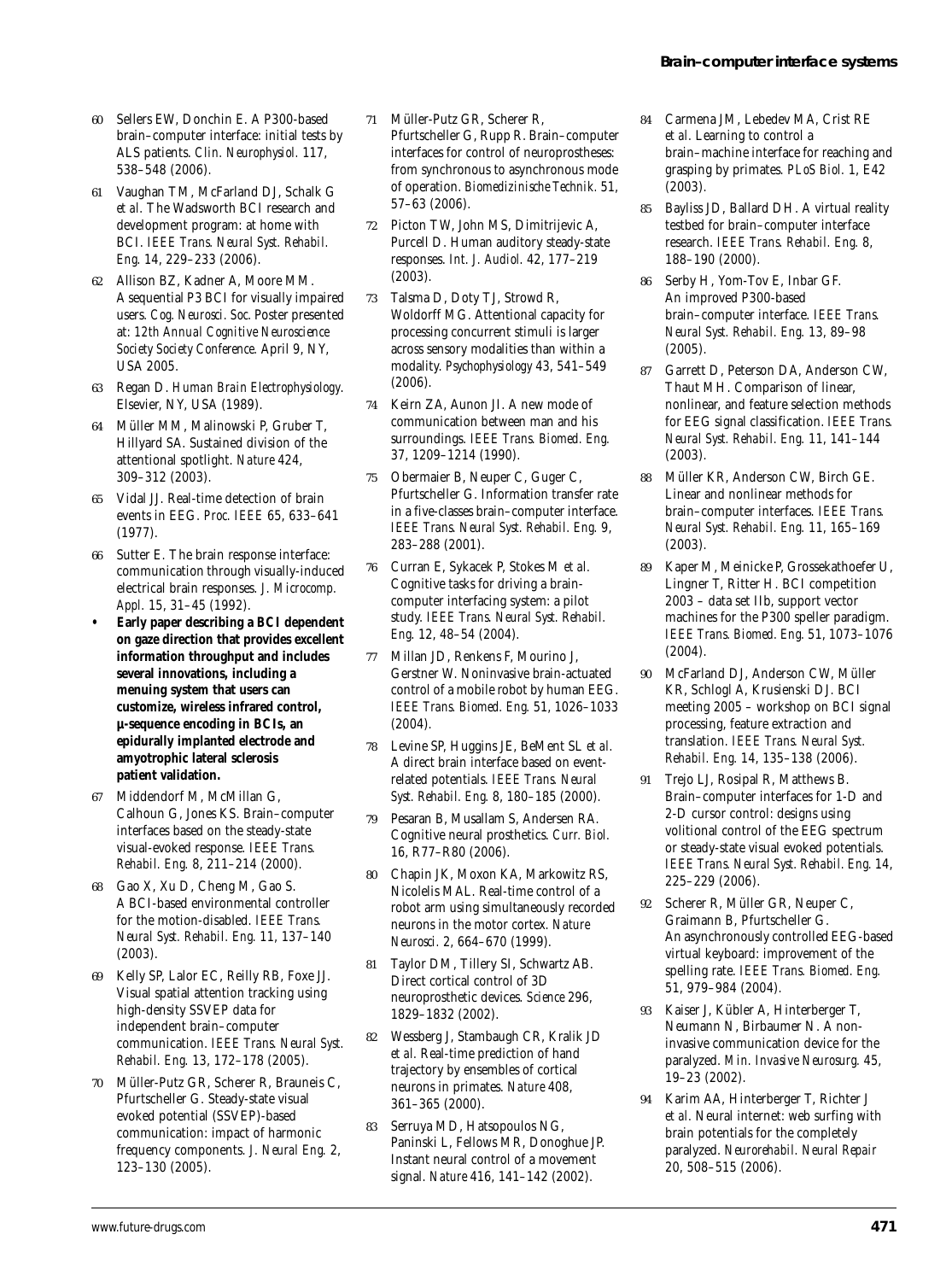60 Sellers EW, Donchin E. A P300-based brain–computer interface: initial tests by ALS patients. *Clin. Neurophysiol.* 117, 538–548 (2006).

61 Vaughan TM, McFarland DJ, Schalk G *et al.* The Wadsworth BCI research and development program: at home with BCI. *IEEE Trans. Neural Syst. Rehabil. Eng.* 14, 229–233 (2006).

62 Allison BZ, Kadner A, Moore MM. A sequential P3 BCI for visually impaired users. *Cog. Neurosci. Soc.* Poster presented at: *12th Annual Cognitive Neuroscience Society Society Conference.* April 9, NY, USA 2005.

63 Regan D. *Human Brain Electrophysiology.* Elsevier, NY, USA (1989).

64 Müller MM, Malinowski P, Gruber T, Hillyard SA. Sustained division of the attentional spotlight. *Nature* 424, 309–312 (2003).

65 Vidal JJ. Real-time detection of brain events in EEG. *Proc. IEEE* 65, 633–641 (1977).

66 Sutter E. The brain response interface: communication through visually-induced electrical brain responses. *J. Microcomp. Appl.* 15, 31–45 (1992).

- **Early paper describing a BCI dependent on gaze direction that provides excellent information throughput and includes several innovations, including a menuing system that users can customize, wireless infrared control, µ-sequence encoding in BCIs, an epidurally implanted electrode and amyotrophic lateral sclerosis patient validation.**

67 Middendorf M, McMillan G, Calhoun G, Jones KS. Brain–computer interfaces based on the steady-state visual-evoked response. *IEEE Trans. Rehabil. Eng.* 8, 211–214 (2000).

68 Gao X, Xu D, Cheng M, Gao S. A BCI-based environmental controller for the motion-disabled. *IEEE Trans. Neural Syst. Rehabil. Eng.* 11, 137–140 (2003).

69 Kelly SP, Lalor EC, Reilly RB, Foxe JJ. Visual spatial attention tracking using high-density SSVEP data for independent brain–computer communication. *IEEE Trans. Neural Syst. Rehabil. Eng.* 13, 172–178 (2005).

70 Müller-Putz GR, Scherer R, Brauneis C, Pfurtscheller G. Steady-state visual evoked potential (SSVEP)-based communication: impact of harmonic frequency components. *J. Neural Eng.* 2, 123–130 (2005).

71 Müller-Putz GR, Scherer R, Pfurtscheller G, Rupp R. Brain–computer interfaces for control of neuroprostheses: from synchronous to asynchronous mode of operation. *Biomedizinische Technik.* 51, 57–63 (2006).

72 Picton TW, John MS, Dimitrijevic A, Purcell D. Human auditory steady-state responses. *Int. J. Audiol.* 42, 177–219 (2003).

73 Talsma D, Doty TJ, Strowd R, Woldorff MG. Attentional capacity for processing concurrent stimuli is larger across sensory modalities than within a modality. *Psychophysiology* 43, 541–549 (2006).

74 Keirn ZA, Aunon JI. A new mode of communication between man and his surroundings. *IEEE Trans. Biomed. Eng.* 37, 1209–1214 (1990).

75 Obermaier B, Neuper C, Guger C, Pfurtscheller G. Information transfer rate in a five-classes brain–computer interface. *IEEE Trans. Neural Syst. Rehabil. Eng.* 9, 283–288 (2001).

76 Curran E, Sykacek P, Stokes M *et al.* Cognitive tasks for driving a brain-computer interfacing system: a pilot study. *IEEE Trans. Neural Syst. Rehabil. Eng.* 12, 48–54 (2004).

77 Millan JD, Renkens F, Mourino J, Gerstner W. Noninvasive brain-actuated control of a mobile robot by human EEG. *IEEE Trans. Biomed. Eng.* 51, 1026–1033 (2004).

78 Levine SP, Huggins JE, BeMent SL *et al.* A direct brain interface based on event-related potentials. *IEEE Trans. Neural Syst. Rehabil. Eng.* 8, 180–185 (2000).

79 Pesaran B, Musallam S, Andersen RA. Cognitive neural prosthetics. *Curr. Biol.* 16, R77–R80 (2006).

80 Chapin JK, Moxon KA, Markowitz RS, Nicolelis MAL. Real-time control of a robot arm using simultaneously recorded neurons in the motor cortex. *Nature Neurosci.* 2, 664–670 (1999).

81 Taylor DM, Tillery SI, Schwartz AB. Direct cortical control of 3D neuroprosthetic devices. *Science* 296, 1829–1832 (2002).

82 Wessberg J, Stambaugh CR, Kralik JD *et al.* Real-time prediction of hand trajectory by ensembles of cortical neurons in primates. *Nature* 408, 361–365 (2000).

83 Serruya MD, Hatsopoulos NG, Paninski L, Fellows MR, Donoghue JP. Instant neural control of a movement signal. *Nature* 416, 141–142 (2002).

84 Carmena JM, Lebedev MA, Crist RE *et al.* Learning to control a brain–machine interface for reaching and grasping by primates. *PLoS Biol.* 1, E42 (2003).

85 Bayliss JD, Ballard DH. A virtual reality testbed for brain–computer interface research. *IEEE Trans. Rehabil. Eng.* 8, 188–190 (2000).

86 Serby H, Yom-Tov E, Inbar GF. An improved P300-based brain–computer interface. *IEEE Trans. Neural Syst. Rehabil. Eng.* 13, 89–98 (2005).

87 Garrett D, Peterson DA, Anderson CW, Thaut MH. Comparison of linear, nonlinear, and feature selection methods for EEG signal classification. *IEEE Trans. Neural Syst. Rehabil. Eng.* 11, 141–144 (2003).

88 Müller KR, Anderson CW, Birch GE. Linear and nonlinear methods for brain–computer interfaces. *IEEE Trans. Neural Syst. Rehabil. Eng.* 11, 165–169 (2003).

89 Kaper M, Meinicke P, Grossekathoefer U, Lingner T, Ritter H. BCI competition 2003 – data set IIb, support vector machines for the P300 speller paradigm. *IEEE Trans. Biomed. Eng.* 51, 1073–1076 (2004).

90 McFarland DJ, Anderson CW, Müller KR, Schlogl A, Krusienski DJ. BCI meeting 2005 – workshop on BCI signal processing, feature extraction and translation. *IEEE Trans. Neural Syst. Rehabil. Eng.* 14, 135–138 (2006).

91 Trejo LJ, Rosipal R, Matthews B. Brain–computer interfaces for 1-D and 2-D cursor control: designs using volitional control of the EEG spectrum or steady-state visual evoked potentials. *IEEE Trans. Neural Syst. Rehabil. Eng.* 14, 225–229 (2006).

92 Scherer R, Müller GR, Neuper C, Graimann B, Pfurtscheller G. An asynchronously controlled EEG-based virtual keyboard: improvement of the spelling rate. *IEEE Trans. Biomed. Eng.* 51, 979–984 (2004).

93 Kaiser J, Kübler A, Hinterberger T, Neumann N, Birbaumer N. A non-invasive communication device for the paralyzed. *Min. Invasive Neurosurg.* 45, 19–23 (2002).

94 Karim AA, Hinterberger T, Richter J *et al.* Neural internet: web surfing with brain potentials for the completely paralyzed. *Neurorehabil. Neural Repair* 20, 508–515 (2006).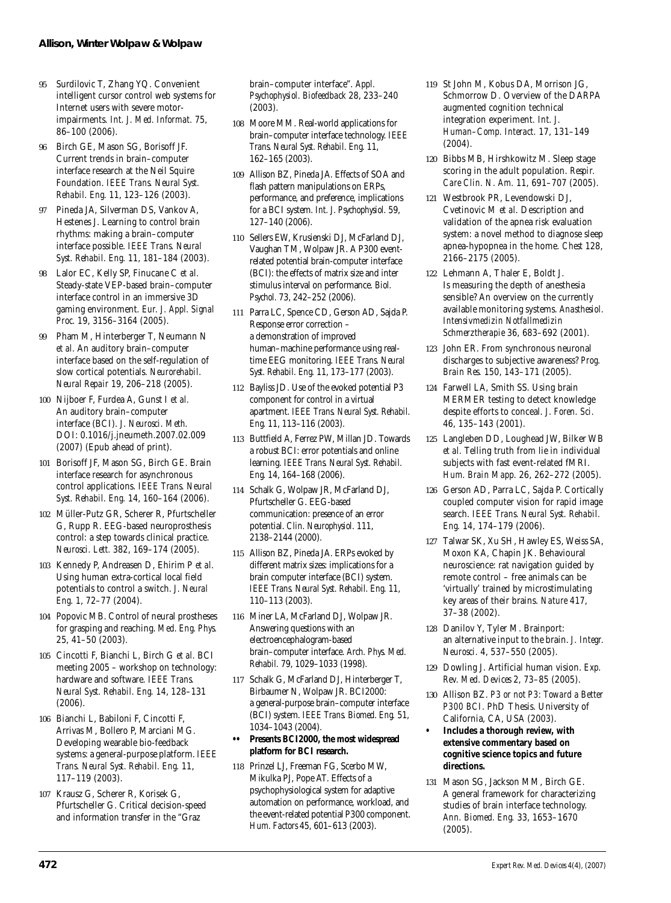95 Surdilovic T, Zhang YQ. Convenient intelligent cursor control web systems for Internet users with severe motor-impairments. *Int. J. Med. Informat.* 75, 86–100 (2006).

96 Birch GE, Mason SG, Borisoff JF. Current trends in brain–computer interface research at the Neil Squire Foundation. *IEEE Trans. Neural Syst. Rehabil. Eng.* 11, 123–126 (2003).

97 Pineda JA, Silverman DS, Vankov A, Hestenes J. Learning to control brain rhythms: making a brain–computer interface possible. *IEEE Trans. Neural Syst. Rehabil. Eng.* 11, 181–184 (2003).

98 Lalor EC, Kelly SP, Finucane C *et al.* Steady-state VEP-based brain–computer interface control in an immersive 3D gaming environment. *Eur. J. Appl. Signal Proc.* 19, 3156–3164 (2005).

99 Pham M, Hinterberger T, Neumann N *et al.* An auditory brain–computer interface based on the self-regulation of slow cortical potentials. *Neurorehabil. Neural Repair* 19, 206–218 (2005).

100 Nijboer F, Furdea A, Gunst I *et al.* An auditory brain–computer interface (BCI). *J. Neurosci. Meth.* DOI: 0.1016/j.jneumeth.2007.02.009 (2007) (Epub ahead of print).

101 Borisoff JF, Mason SG, Birch GE. Brain interface research for asynchronous control applications. *IEEE Trans. Neural Syst. Rehabil. Eng.* 14, 160–164 (2006).

102 Müller-Putz GR, Scherer R, Pfurtscheller G, Rupp R. EEG-based neuroprosthesis control: a step towards clinical practice. *Neurosci. Lett.* 382, 169–174 (2005).

103 Kennedy P, Andreasen D, Ehirim P *et al.* Using human extra-cortical local field potentials to control a switch. *J. Neural Eng.* 1, 72–77 (2004).

104 Popovic MB. Control of neural prostheses for grasping and reaching. *Med. Eng. Phys.* 25, 41–50 (2003).

105 Cincotti F, Bianchi L, Birch G *et al.* BCI meeting 2005 – workshop on technology: hardware and software. *IEEE Trans. Neural Syst. Rehabil. Eng.* 14, 128–131 (2006).

106 Bianchi L, Babiloni F, Cincotti F, Arrivas M, Bollero P, Marciani MG. Developing wearable bio-feedback systems: a general-purpose platform. *IEEE Trans. Neural Syst. Rehabil. Eng.* 11, 117–119 (2003).

107 Krausz G, Scherer R, Korisek G, Pfurtscheller G. Critical decision-speed and information transfer in the "Graz brain–computer interface". *Appl. Psychophysiol. Biofeedback* 28, 233–240 (2003).

108 Moore MM. Real-world applications for brain–computer interface technology. *IEEE Trans. Neural Syst. Rehabil. Eng.* 11, 162–165 (2003).

109 Allison BZ, Pineda JA. Effects of SOA and flash pattern manipulations on ERPs, performance, and preference, implications for a BCI system. *Int. J. Psychophysiol.* 59, 127–140 (2006).

110 Sellers EW, Krusienski DJ, McFarland DJ, Vaughan TM, Wolpaw JR. A P300 event-related potential brain-computer interface (BCI): the effects of matrix size and inter stimulus interval on performance. *Biol. Psychol.* 73, 242–252 (2006).

111 Parra LC, Spence CD, Gerson AD, Sajda P. Response error correction – a demonstration of improved human–machine performance using real-time EEG monitoring. *IEEE Trans. Neural Syst. Rehabil. Eng.* 11, 173–177 (2003).

112 Bayliss JD. Use of the evoked potential P3 component for control in a virtual apartment. *IEEE Trans. Neural Syst. Rehabil. Eng.* 11, 113–116 (2003).

113 Buttfield A, Ferrez PW, Millan JD. Towards a robust BCI: error potentials and online learning. *IEEE Trans. Neural Syst. Rehabil. Eng.* 14, 164–168 (2006).

114 Schalk G, Wolpaw JR, McFarland DJ, Pfurtscheller G. EEG-based communication: presence of an error potential. *Clin. Neurophysiol.* 111, 2138–2144 (2000).

115 Allison BZ, Pineda JA. ERPs evoked by different matrix sizes: implications for a brain computer interface (BCI) system. *IEEE Trans. Neural Syst. Rehabil. Eng.* 11, 110–113 (2003).

116 Miner LA, McFarland DJ, Wolpaw JR. Answering questions with an electroencephalogram-based brain–computer interface. *Arch. Phys. Med. Rehabil.* 79, 1029–1033 (1998).

117 Schalk G, McFarland DJ, Hinterberger T, Birbaumer N, Wolpaw JR. BCI2000: a general-purpose brain–computer interface (BCI) system. *IEEE Trans. Biomed. Eng.* 51, 1034–1043 (2004).

•• **Presents BCI2000, the most widespread platform for BCI research.**

118 Prinzel LJ, Freeman FG, Scerbo MW, Mikulka PJ, Pope AT. Effects of a psychophysiological system for adaptive automation on performance, workload, and the event-related potential P300 component. *Hum. Factors* 45, 601–613 (2003).

119 St John M, Kobus DA, Morrison JG, Schmorrow D. Overview of the DARPA augmented cognition technical integration experiment. *Int. J. Human–Comp. Interact.* 17, 131–149 (2004).

120 Bibbs MB, Hirshkowitz M. Sleep stage scoring in the adult population. *Respir. Care Clin. N. Am.* 11, 691–707 (2005).

121 Westbrook PR, Levendowski DJ, Cvetinovic M *et al.* Description and validation of the apnea risk evaluation system: a novel method to diagnose sleep apnea-hypopnea in the home. *Chest* 128, 2166–2175 (2005).

122 Lehmann A, Thaler E, Boldt J. Is measuring the depth of anesthesia sensible? An overview on the currently available monitoring systems. *Anasthesiol. Intensivmedizin Notfallmedizin Schmerztherapie* 36, 683–692 (2001).

123 John ER. From synchronous neuronal discharges to subjective awareness? *Prog. Brain Res.* 150, 143–171 (2005).

124 Farwell LA, Smith SS. Using brain MERMER testing to detect knowledge despite efforts to conceal. *J. Foren. Sci.* 46, 135–143 (2001).

125 Langleben DD, Loughead JW, Bilker WB *et al.* Telling truth from lie in individual subjects with fast event-related fMRI. *Hum. Brain Mapp.* 26, 262–272 (2005).

126 Gerson AD, Parra LC, Sajda P. Cortically coupled computer vision for rapid image search. *IEEE Trans. Neural Syst. Rehabil. Eng.* 14, 174–179 (2006).

127 Talwar SK, Xu SH, Hawley ES, Weiss SA, Moxon KA, Chapin JK. Behavioural neuroscience: rat navigation guided by remote control – free animals can be 'virtually' trained by microstimulating key areas of their brains. *Nature* 417, 37–38 (2002).

128 Danilov Y, Tyler M. Brainport: an alternative input to the brain. *J. Integr. Neurosci.* 4, 537–550 (2005).

129 Dowling J. Artificial human vision. *Exp. Rev. Med. Devices* 2, 73–85 (2005).

130 Allison BZ. *P3 or not P3: Toward a Better P300 BCI*. PhD Thesis. University of California, CA, USA (2003).

• **Includes a thorough review, with extensive commentary based on cognitive science topics and future directions.**

131 Mason SG, Jackson MM, Birch GE. A general framework for characterizing studies of brain interface technology. *Ann. Biomed. Eng.* 33, 1653–1670 (2005).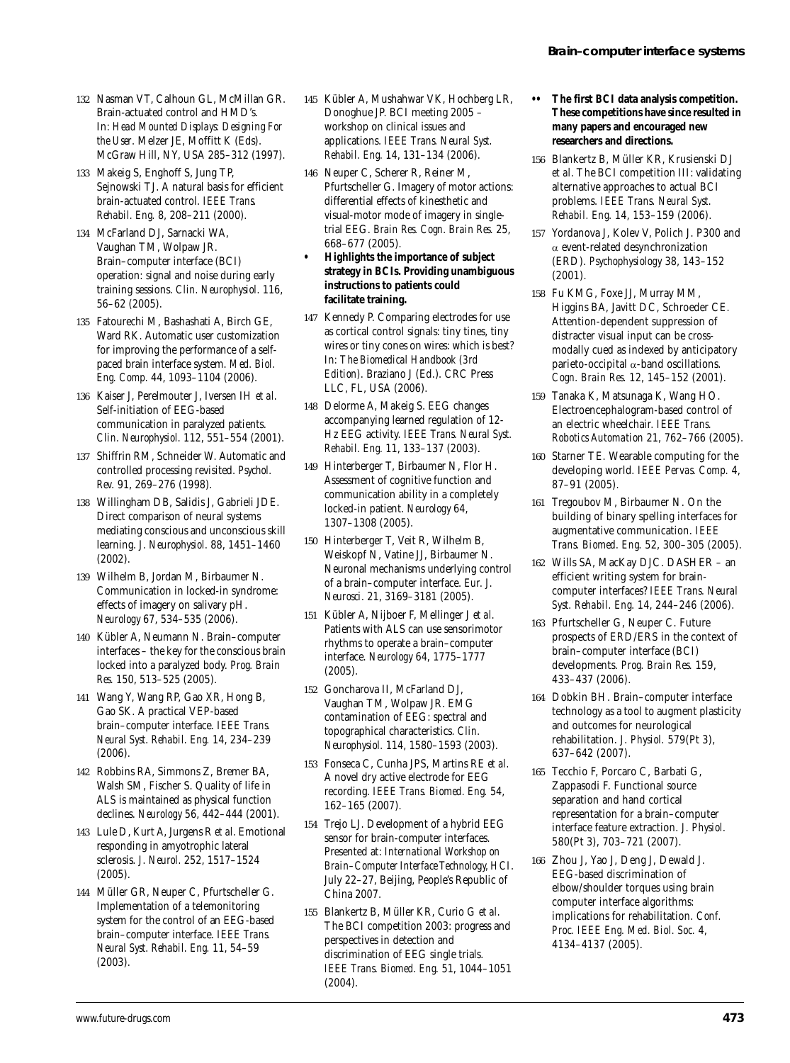132 Nasman VT, Calhoun GL, McMillan GR. Brain-actuated control and HMD's. In: *Head Mounted Displays: Designing For the User*. Melzer JE, Moffitt K (Eds). McGraw Hill, NY, USA 285–312 (1997).

133 Makeig S, Enghoff S, Jung TP, Sejnowski TJ. A natural basis for efficient brain-actuated control. *IEEE Trans. Rehabil. Eng.* 8, 208–211 (2000).

134 McFarland DJ, Sarnacki WA, Vaughan TM, Wolpaw JR. Brain–computer interface (BCI) operation: signal and noise during early training sessions. *Clin. Neurophysiol.* 116, 56–62 (2005).

135 Fatourechi M, Bashashati A, Birch GE, Ward RK. Automatic user customization for improving the performance of a self-paced brain interface system. *Med. Biol. Eng. Comp.* 44, 1093–1104 (2006).

136 Kaiser J, Perelmouter J, Iversen IH *et al.* Self-initiation of EEG-based communication in paralyzed patients. *Clin. Neurophysiol.* 112, 551–554 (2001).

137 Shiffrin RM, Schneider W. Automatic and controlled processing revisited. *Psychol. Rev.* 91, 269–276 (1998).

138 Willingham DB, Salidis J, Gabrieli JDE. Direct comparison of neural systems mediating conscious and unconscious skill learning. *J. Neurophysiol.* 88, 1451–1460 (2002).

139 Wilhelm B, Jordan M, Birbaumer N. Communication in locked-in syndrome: effects of imagery on salivary pH. *Neurology* 67, 534–535 (2006).

140 Kübler A, Neumann N. Brain–computer interfaces – the key for the conscious brain locked into a paralyzed body. *Prog. Brain Res.* 150, 513–525 (2005).

141 Wang Y, Wang RP, Gao XR, Hong B, Gao SK. A practical VEP-based brain–computer interface. *IEEE Trans. Neural Syst. Rehabil. Eng.* 14, 234–239 (2006).

142 Robbins RA, Simmons Z, Bremer BA, Walsh SM, Fischer S. Quality of life in ALS is maintained as physical function declines. *Neurology* 56, 442–444 (2001).

143 Lule D, Kurt A, Jurgens R *et al.* Emotional responding in amyotrophic lateral sclerosis. *J. Neurol.* 252, 1517–1524 (2005).

144 Müller GR, Neuper C, Pfurtscheller G. Implementation of a telemonitoring system for the control of an EEG-based brain–computer interface. *IEEE Trans. Neural Syst. Rehabil. Eng.* 11, 54–59 (2003).

145 Kübler A, Mushahwar VK, Hochberg LR, Donoghue JP. BCI meeting 2005 – workshop on clinical issues and applications. *IEEE Trans. Neural Syst. Rehabil. Eng.* 14, 131–134 (2006).

146 Neuper C, Scherer R, Reiner M, Pfurtscheller G. Imagery of motor actions: differential effects of kinesthetic and visual-motor mode of imagery in single-trial EEG. *Brain Res. Cogn. Brain Res.* 25, 668–677 (2005).

- **Highlights the importance of subject strategy in BCIs. Providing unambiguous instructions to patients could facilitate training.**

147 Kennedy P. Comparing electrodes for use as cortical control signals: tiny tines, tiny wires or tiny cones on wires: which is best? In: *The Biomedical Handbook (3rd Edition)*. Braziano J (Ed.). CRC Press LLC, FL, USA (2006).

148 Delorme A, Makeig S. EEG changes accompanying learned regulation of 12-Hz EEG activity. *IEEE Trans. Neural Syst. Rehabil. Eng.* 11, 133–137 (2003).

149 Hinterberger T, Birbaumer N, Flor H. Assessment of cognitive function and communication ability in a completely locked-in patient. *Neurology* 64, 1307–1308 (2005).

150 Hinterberger T, Veit R, Wilhelm B, Weiskopf N, Vatine JJ, Birbaumer N. Neuronal mechanisms underlying control of a brain–computer interface. *Eur. J. Neurosci.* 21, 3169–3181 (2005).

151 Kübler A, Nijboer F, Mellinger J *et al.* Patients with ALS can use sensorimotor rhythms to operate a brain–computer interface. *Neurology* 64, 1775–1777 (2005).

152 Goncharova II, McFarland DJ, Vaughan TM, Wolpaw JR. EMG contamination of EEG: spectral and topographical characteristics. *Clin. Neurophysiol.* 114, 1580–1593 (2003).

153 Fonseca C, Cunha JPS, Martins RE *et al.* A novel dry active electrode for EEG recording. *IEEE Trans. Biomed. Eng.* 54, 162–165 (2007).

154 Trejo LJ. Development of a hybrid EEG sensor for brain-computer interfaces. Presented at: *International Workshop on Brain–Computer Interface Technology, HCI*. July 22–27, Beijing, People's Republic of China 2007.

155 Blankertz B, Müller KR, Curio G *et al.* The BCI competition 2003: progress and perspectives in detection and discrimination of EEG single trials. *IEEE Trans. Biomed. Eng.* 51, 1044–1051 (2004).

- •• **The first BCI data analysis competition. These competitions have since resulted in many papers and encouraged new researchers and directions.**

156 Blankertz B, Müller KR, Krusienski DJ *et al.* The BCI competition III: validating alternative approaches to actual BCI problems. *IEEE Trans. Neural Syst. Rehabil. Eng.* 14, 153–159 (2006).

157 Yordanova J, Kolev V, Polich J. P300 and $\alpha$ event-related desynchronization (ERD). *Psychophysiology* 38, 143–152 (2001).

158 Fu KMG, Foxe JJ, Murray MM, Higgins BA, Javitt DC, Schroeder CE. Attention-dependent suppression of distracter visual input can be cross-modally cued as indexed by anticipatory parieto-occipital $\alpha$-band oscillations. *Cogn. Brain Res.* 12, 145–152 (2001).

159 Tanaka K, Matsunaga K, Wang HO. Electroencephalogram-based control of an electric wheelchair. *IEEE Trans. Robotics Automation* 21, 762–766 (2005).

160 Starner TE. Wearable computing for the developing world. *IEEE Pervas. Comp.* 4, 87–91 (2005).

161 Tregoubov M, Birbaumer N. On the building of binary spelling interfaces for augmentative communication. *IEEE Trans. Biomed. Eng.* 52, 300–305 (2005).

162 Wills SA, MacKay DJC. DASHER – an efficient writing system for brain-computer interfaces? *IEEE Trans. Neural Syst. Rehabil. Eng.* 14, 244–246 (2006).

163 Pfurtscheller G, Neuper C. Future prospects of ERD/ERS in the context of brain–computer interface (BCI) developments. *Prog. Brain Res.* 159, 433–437 (2006).

164 Dobkin BH. Brain–computer interface technology as a tool to augment plasticity and outcomes for neurological rehabilitation. *J. Physiol.* 579(Pt 3), 637–642 (2007).

165 Tecchio F, Porcaro C, Barbati G, Zappasodi F. Functional source separation and hand cortical representation for a brain–computer interface feature extraction. *J. Physiol.* 580(Pt 3), 703–721 (2007).

166 Zhou J, Yao J, Deng J, Dewald J. EEG-based discrimination of elbow/shoulder torques using brain computer interface algorithms: implications for rehabilitation. *Conf. Proc. IEEE Eng. Med. Biol. Soc.* 4, 4134–4137 (2005).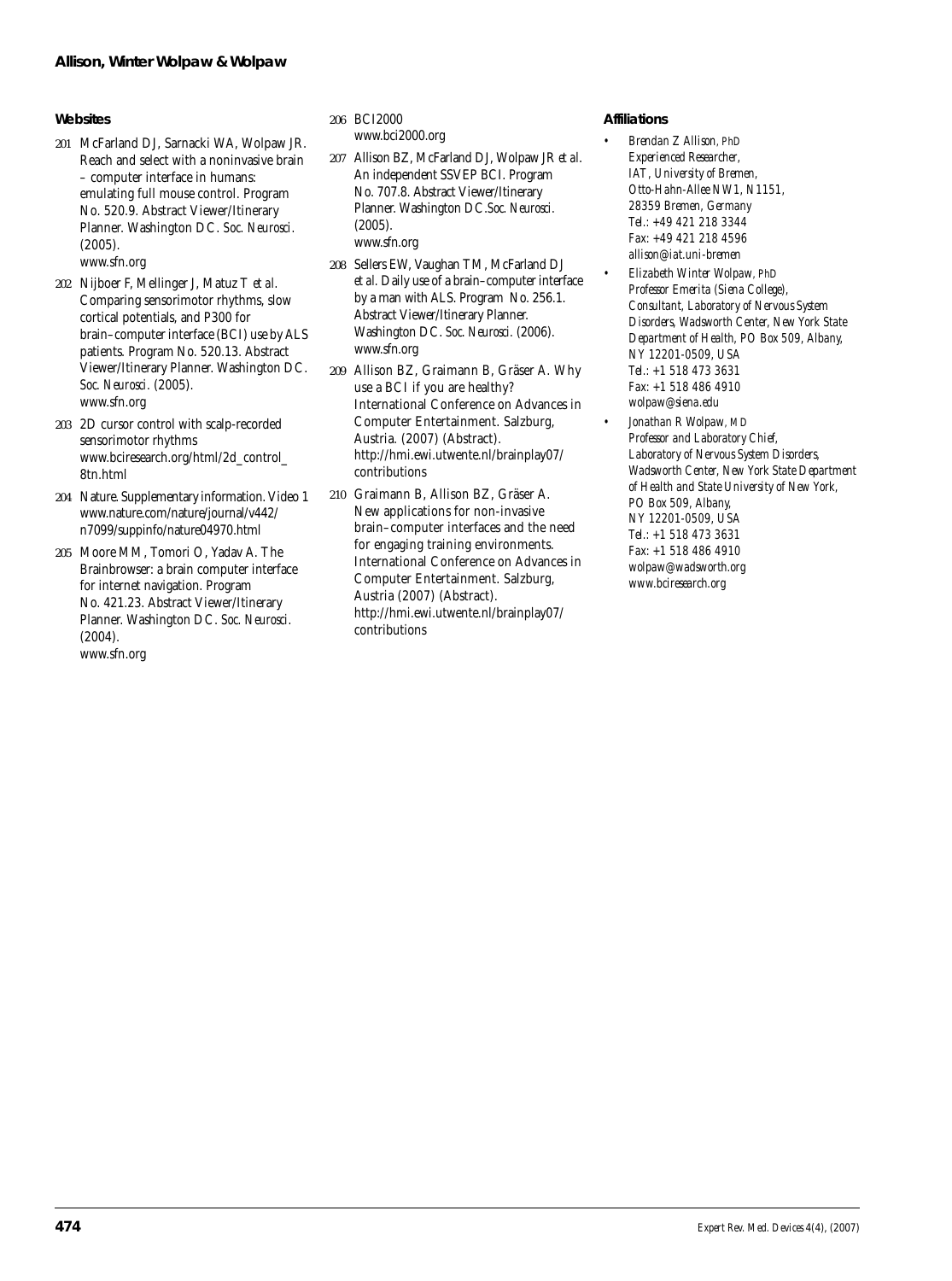### Websites

201 McFarland DJ, Sarnacki WA, Wolpaw JR. Reach and select with a noninvasive brain – computer interface in humans: emulating full mouse control. Program No. 520.9. Abstract Viewer/Itinerary Planner. Washington DC. *Soc. Neurosci.* (2005). www.sfn.org

202 Nijboer F, Mellinger J, Matuz T *et al.* Comparing sensorimotor rhythms, slow cortical potentials, and P300 for brain–computer interface (BCI) use by ALS patients. Program No. 520.13. Abstract Viewer/Itinerary Planner. Washington DC. *Soc. Neurosci.* (2005). www.sfn.org

203 2D cursor control with scalp-recorded sensorimotor rhythms www.bciresearch.org/html/2d_control_8tn.html

204 Nature. Supplementary information. Video 1 www.nature.com/nature/journal/v442/n7099/suppinfo/nature04970.html

205 Moore MM, Tomori O, Yadav A. The Brainbrowser: a brain computer interface for internet navigation. Program No. 421.23. Abstract Viewer/Itinerary Planner. Washington DC. *Soc. Neurosci.* (2004). www.sfn.org

206 BCI2000 www.bci2000.org

207 Allison BZ, McFarland DJ, Wolpaw JR *et al.* An independent SSVEP BCI. Program No. 707.8. Abstract Viewer/Itinerary Planner. Washington DC.*Soc. Neurosci.* (2005). www.sfn.org

208 Sellers EW, Vaughan TM, McFarland DJ *et al.* Daily use of a brain–computer interface by a man with ALS. Program No. 256.1. Abstract Viewer/Itinerary Planner. Washington DC. *Soc. Neurosci.* (2006). www.sfn.org

209 Allison BZ, Graimann B, Gräser A. Why use a BCI if you are healthy? International Conference on Advances in Computer Entertainment. Salzburg, Austria. (2007) (Abstract). http://hmi.ewi.utwente.nl/brainplay07/contributions

210 Graimann B, Allison BZ, Gräser A. New applications for non-invasive brain–computer interfaces and the need for engaging training environments. International Conference on Advances in Computer Entertainment. Salzburg, Austria (2007) (Abstract). http://hmi.ewi.utwente.nl/brainplay07/contributions

### Affiliations

- *Brendan Z Allison, PhD*
  *Experienced Researcher,*
  *IAT, University of Bremen,*
  *Otto-Hahn-Allee NW1, N1151,*
  *28359 Bremen, Germany*
  *Tel.: +49 421 218 3344*
  *Fax: +49 421 218 4596*
  *allison@iat.uni-bremen*

- *Elizabeth Winter Wolpaw, PhD*
  *Professor Emerita (Siena College),*
  *Consultant, Laboratory of Nervous System Disorders, Wadsworth Center, New York State Department of Health, PO Box 509, Albany, NY 12201-0509, USA*
  *Tel.: +1 518 473 3631*
  *Fax: +1 518 486 4910*
  *wolpaw@siena.edu*

- *Jonathan R Wolpaw, MD*
  *Professor and Laboratory Chief,*
  *Laboratory of Nervous System Disorders, Wadsworth Center, New York State Department of Health and State University of New York, PO Box 509, Albany, NY 12201-0509, USA*
  *Tel.: +1 518 473 3631*
  *Fax: +1 518 486 4910*
  *wolpaw@wadsworth.org*
  *www.bciresearch.org*